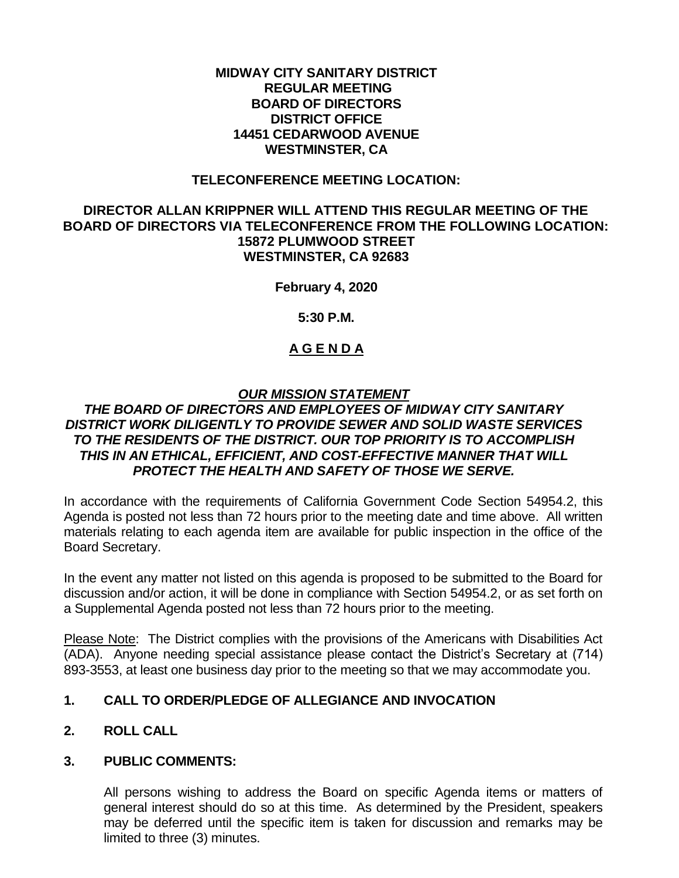**MIDWAY CITY SANITARY DISTRICT**
**REGULAR MEETING**
**BOARD OF DIRECTORS**
**DISTRICT OFFICE**
**14451 CEDARWOOD AVENUE**
**WESTMINSTER, CA**

**TELECONFERENCE MEETING LOCATION:**

**DIRECTOR ALLAN KRIPPNER WILL ATTEND THIS REGULAR MEETING OF THE BOARD OF DIRECTORS VIA TELECONFERENCE FROM THE FOLLOWING LOCATION:**
**15872 PLUMWOOD STREET**
**WESTMINSTER, CA 92683**

**February 4, 2020**

**5:30 P.M.**

**A G E N D A**

***OUR MISSION STATEMENT***
***THE BOARD OF DIRECTORS AND EMPLOYEES OF MIDWAY CITY SANITARY DISTRICT WORK DILIGENTLY TO PROVIDE SEWER AND SOLID WASTE SERVICES TO THE RESIDENTS OF THE DISTRICT. OUR TOP PRIORITY IS TO ACCOMPLISH THIS IN AN ETHICAL, EFFICIENT, AND COST-EFFECTIVE MANNER THAT WILL PROTECT THE HEALTH AND SAFETY OF THOSE WE SERVE.***

In accordance with the requirements of California Government Code Section 54954.2, this Agenda is posted not less than 72 hours prior to the meeting date and time above. All written materials relating to each agenda item are available for public inspection in the office of the Board Secretary.

In the event any matter not listed on this agenda is proposed to be submitted to the Board for discussion and/or action, it will be done in compliance with Section 54954.2, or as set forth on a Supplemental Agenda posted not less than 72 hours prior to the meeting.

Please Note: The District complies with the provisions of the Americans with Disabilities Act (ADA). Anyone needing special assistance please contact the District's Secretary at (714) 893-3553, at least one business day prior to the meeting so that we may accommodate you.

**1. CALL TO ORDER/PLEDGE OF ALLEGIANCE AND INVOCATION**

**2. ROLL CALL**

**3. PUBLIC COMMENTS:**

All persons wishing to address the Board on specific Agenda items or matters of general interest should do so at this time. As determined by the President, speakers may be deferred until the specific item is taken for discussion and remarks may be limited to three (3) minutes.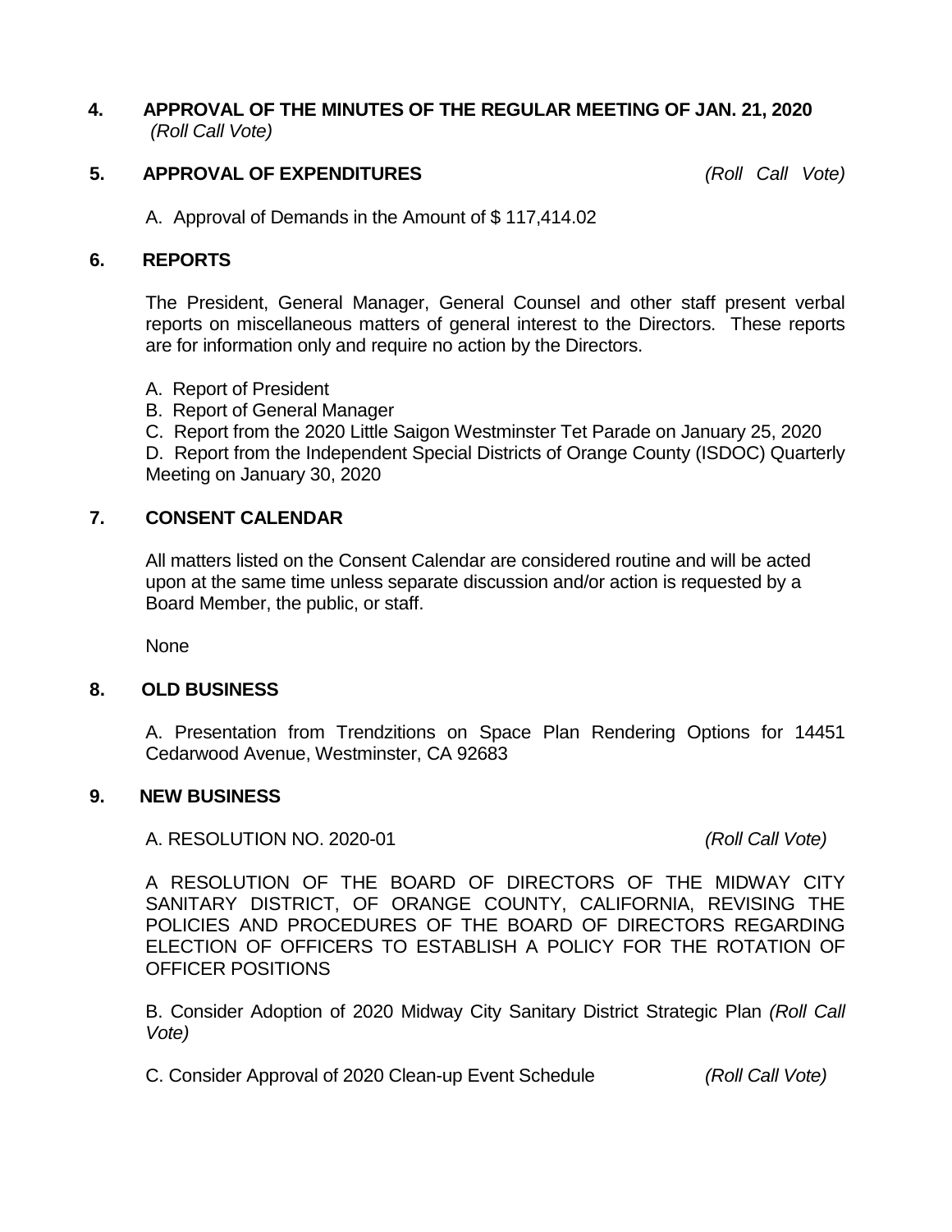**4. APPROVAL OF THE MINUTES OF THE REGULAR MEETING OF JAN. 21, 2020**
*(Roll Call Vote)*

**5. APPROVAL OF EXPENDITURES** *(Roll Call Vote)*

A. Approval of Demands in the Amount of $ 117,414.02

**6. REPORTS**

The President, General Manager, General Counsel and other staff present verbal reports on miscellaneous matters of general interest to the Directors. These reports are for information only and require no action by the Directors.

A. Report of President
B. Report of General Manager
C. Report from the 2020 Little Saigon Westminster Tet Parade on January 25, 2020
D. Report from the Independent Special Districts of Orange County (ISDOC) Quarterly Meeting on January 30, 2020

**7. CONSENT CALENDAR**

All matters listed on the Consent Calendar are considered routine and will be acted upon at the same time unless separate discussion and/or action is requested by a Board Member, the public, or staff.

None

**8. OLD BUSINESS**

A. Presentation from Trendzitions on Space Plan Rendering Options for 14451 Cedarwood Avenue, Westminster, CA 92683

**9. NEW BUSINESS**

A. RESOLUTION NO. 2020-01 *(Roll Call Vote)*

A RESOLUTION OF THE BOARD OF DIRECTORS OF THE MIDWAY CITY SANITARY DISTRICT, OF ORANGE COUNTY, CALIFORNIA, REVISING THE POLICIES AND PROCEDURES OF THE BOARD OF DIRECTORS REGARDING ELECTION OF OFFICERS TO ESTABLISH A POLICY FOR THE ROTATION OF OFFICER POSITIONS

B. Consider Adoption of 2020 Midway City Sanitary District Strategic Plan *(Roll Call Vote)*

C. Consider Approval of 2020 Clean-up Event Schedule *(Roll Call Vote)*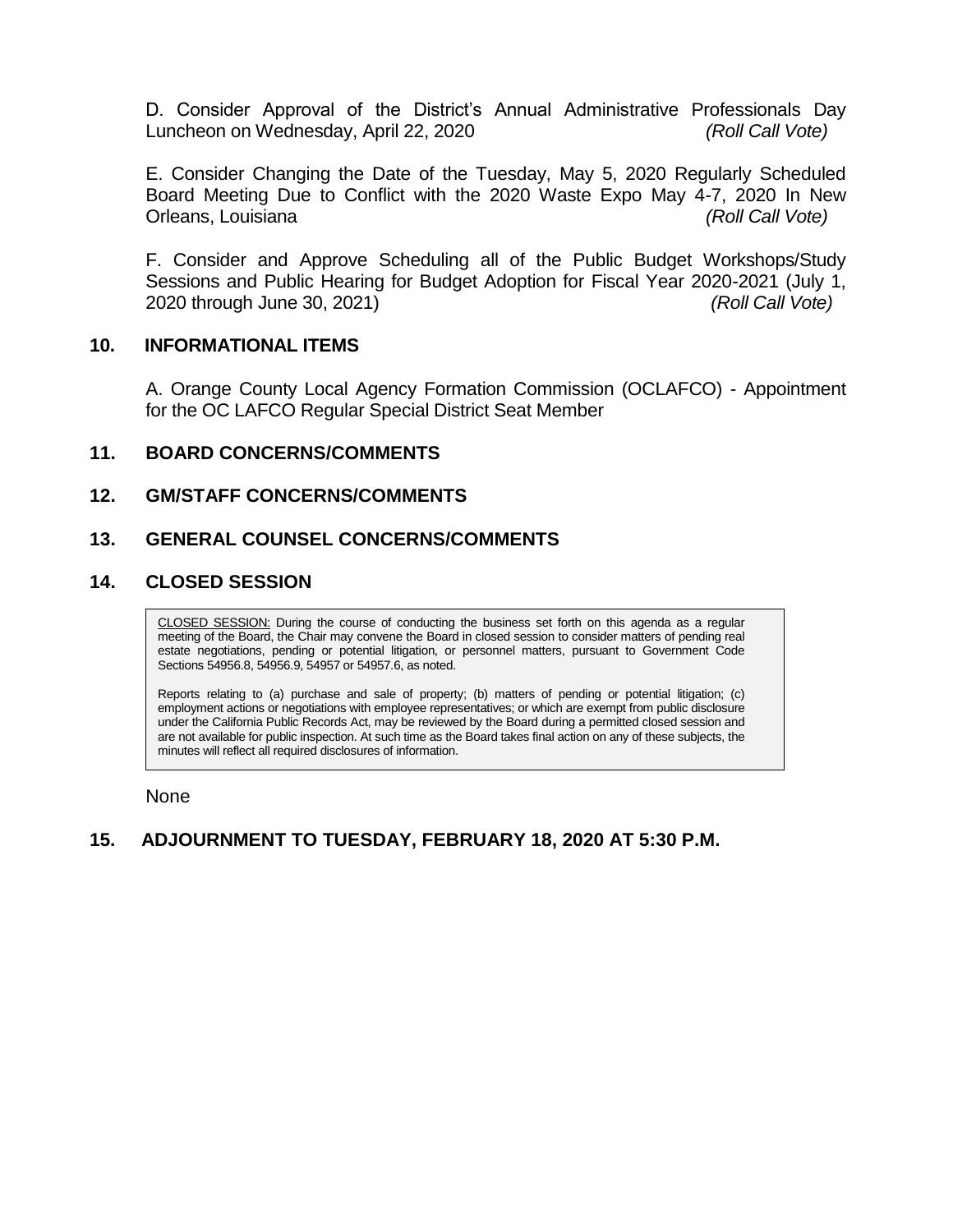D. Consider Approval of the District's Annual Administrative Professionals Day Luncheon on Wednesday, April 22, 2020 *(Roll Call Vote)*

E. Consider Changing the Date of the Tuesday, May 5, 2020 Regularly Scheduled Board Meeting Due to Conflict with the 2020 Waste Expo May 4-7, 2020 In New Orleans, Louisiana *(Roll Call Vote)*

F. Consider and Approve Scheduling all of the Public Budget Workshops/Study Sessions and Public Hearing for Budget Adoption for Fiscal Year 2020-2021 (July 1, 2020 through June 30, 2021) *(Roll Call Vote)*

## 10. INFORMATIONAL ITEMS

A. Orange County Local Agency Formation Commission (OCLAFCO) - Appointment for the OC LAFCO Regular Special District Seat Member

## 11. BOARD CONCERNS/COMMENTS

## 12. GM/STAFF CONCERNS/COMMENTS

## 13. GENERAL COUNSEL CONCERNS/COMMENTS

## 14. CLOSED SESSION

CLOSED SESSION: During the course of conducting the business set forth on this agenda as a regular meeting of the Board, the Chair may convene the Board in closed session to consider matters of pending real estate negotiations, pending or potential litigation, or personnel matters, pursuant to Government Code Sections 54956.8, 54956.9, 54957 or 54957.6, as noted.

Reports relating to (a) purchase and sale of property; (b) matters of pending or potential litigation; (c) employment actions or negotiations with employee representatives; or which are exempt from public disclosure under the California Public Records Act, may be reviewed by the Board during a permitted closed session and are not available for public inspection. At such time as the Board takes final action on any of these subjects, the minutes will reflect all required disclosures of information.

None

## 15. ADJOURNMENT TO TUESDAY, FEBRUARY 18, 2020 AT 5:30 P.M.